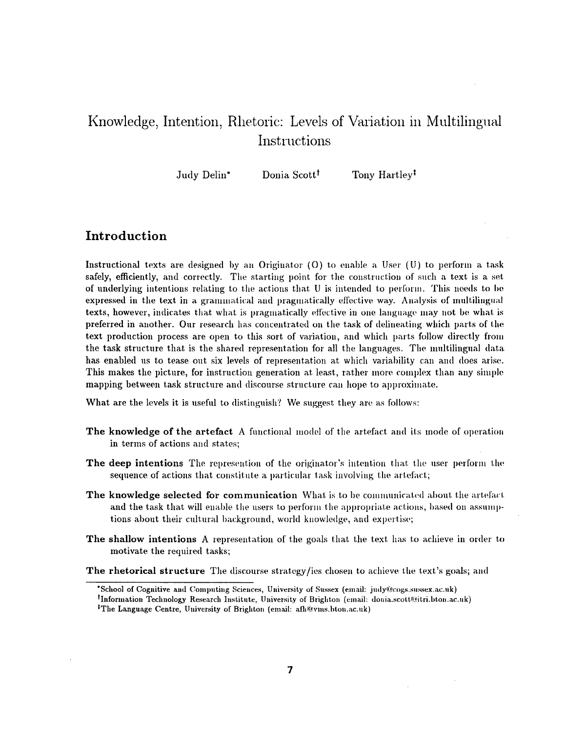# Knowledge, Intention, Rhetoric: Levels of Variation in Multilingual Instructions

Judy Delin* Donia Scott† Tony Hartley‡

## Introduction

Instructional texts are designed by an Originator (O) to enable a User (U) to perform a task safely, efficiently, and correctly. The starting point for the construction of such a text is a set of underlying intentions relating to the actions that U is intended to perform. This needs to be expressed in the text in a grammatical and pragmatically effective way. Analysis of multilingual texts, however, indicates that what is pragmatically effective in one language may not be what is preferred in another. Our research has concentrated on the task of delineating which parts of the text production process are open to this sort of variation, and which parts follow directly from the task structure that is the shared representation for all the languages. The multilingual data has enabled us to tease out six levels of representation at which variability can and does arise. This makes the picture, for instruction generation at least, rather more complex than any simple mapping between task structure and discourse structure can hope to approximate.

What are the levels it is useful to distinguish? We suggest they are as follows:

**The knowledge of the artefact** A functional model of the artefact and its mode of operation in terms of actions and states;

**The deep intentions** The represention of the originator's intention that the user perform the sequence of actions that constitute a particular task involving the artefact;

**The knowledge selected for communication** What is to be communicated about the artefact and the task that will enable the users to perform the appropriate actions, based on assumptions about their cultural background, world knowledge, and expertise;

**The shallow intentions** A representation of the goals that the text has to achieve in order to motivate the required tasks;

**The rhetorical structure** The discourse strategy/ies chosen to achieve the text's goals; and

*School of Cognitive and Computing Sciences, University of Sussex (email: judy@cogs.susx.ac.uk)

†Information Technology Research Institute, University of Brighton (email: donia.scott@itri.bton.ac.uk)

‡The Language Centre, University of Brighton (email: afh@vms.bton.ac.uk)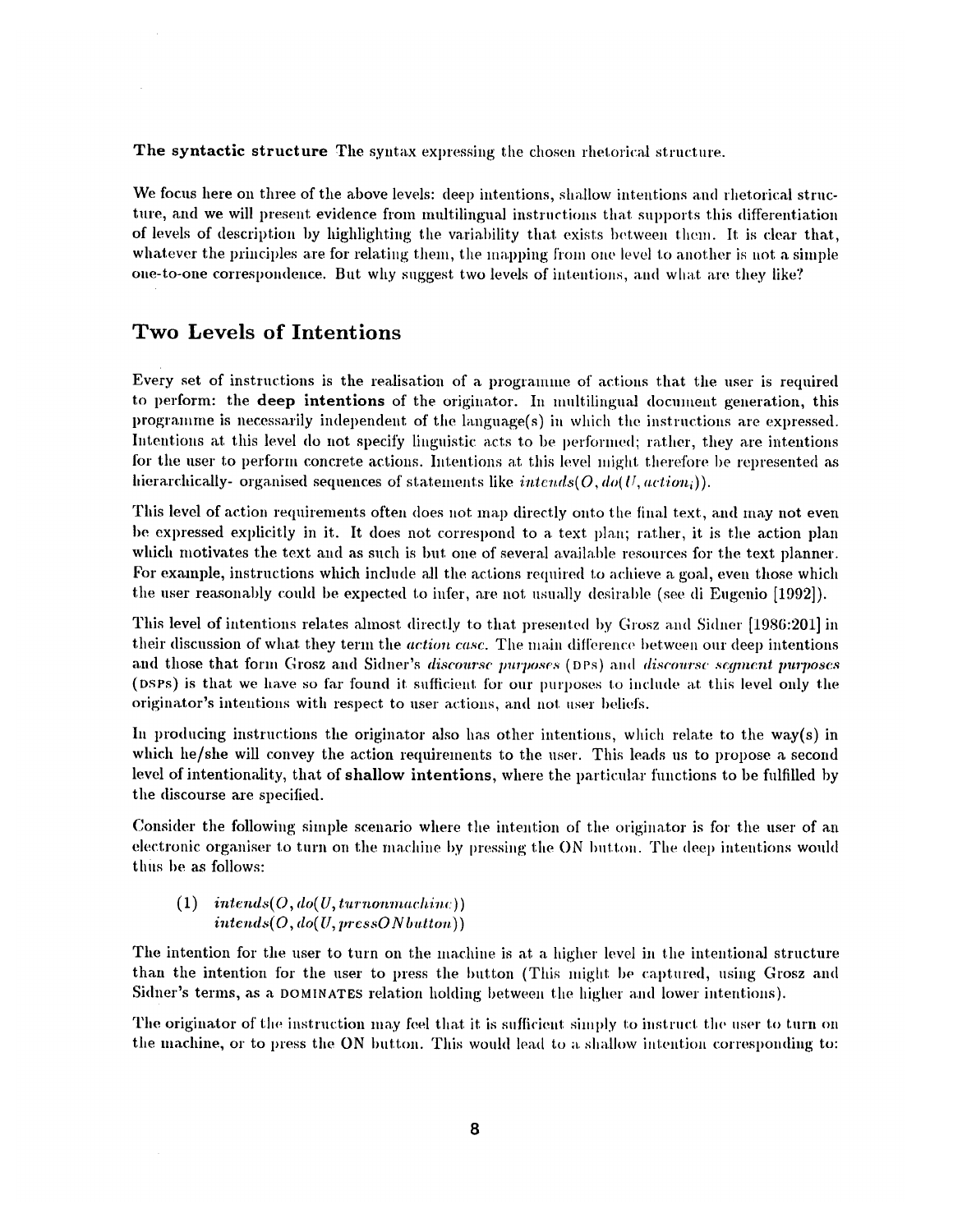**The syntactic structure** The syntax expressing the chosen rhetorical structure.

We focus here on three of the above levels: deep intentions, shallow intentions and rhetorical structure, and we will present evidence from multilingual instructions that supports this differentiation of levels of description by highlighting the variability that exists between them. It is clear that, whatever the principles are for relating them, the mapping from one level to another is not a simple one-to-one correspondence. But why suggest two levels of intentions, and what are they like?

## Two Levels of Intentions

Every set of instructions is the realisation of a programme of actions that the user is required to perform: the **deep intentions** of the originator. In multilingual document generation, this programme is necessarily independent of the language(s) in which the instructions are expressed. Intentions at this level do not specify linguistic acts to be performed; rather, they are intentions for the user to perform concrete actions. Intentions at this level might therefore be represented as hierarchically- organised sequences of statements like $intends(O, do(U, action_i))$.

This level of action requirements often does not map directly onto the final text, and may not even be expressed explicitly in it. It does not correspond to a text plan; rather, it is the action plan which motivates the text and as such is but one of several available resources for the text planner. For example, instructions which include all the actions required to achieve a goal, even those which the user reasonably could be expected to infer, are not usually desirable (see di Eugenio [1992]).

This level of intentions relates almost directly to that presented by Grosz and Sidner [1986:201] in their discussion of what they term the *action case*. The main difference between our deep intentions and those that form Grosz and Sidner's *discourse purposes* (DPs) and *discourse segment purposes* (DSPs) is that we have so far found it sufficient for our purposes to include at this level only the originator's intentions with respect to user actions, and not user beliefs.

In producing instructions the originator also has other intentions, which relate to the way(s) in which he/she will convey the action requirements to the user. This leads us to propose a second level of intentionality, that of **shallow intentions**, where the particular functions to be fulfilled by the discourse are specified.

Consider the following simple scenario where the intention of the originator is for the user of an electronic organiser to turn on the machine by pressing the ON button. The deep intentions would thus be as follows:

(1) $intends(O, do(U, turnonmachine))$
$intends(O, do(U, pressONbutton))$

The intention for the user to turn on the machine is at a higher level in the intentional structure than the intention for the user to press the button (This might be captured, using Grosz and Sidner's terms, as a DOMINATES relation holding between the higher and lower intentions).

The originator of the instruction may feel that it is sufficient simply to instruct the user to turn on the machine, or to press the ON button. This would lead to a shallow intention corresponding to: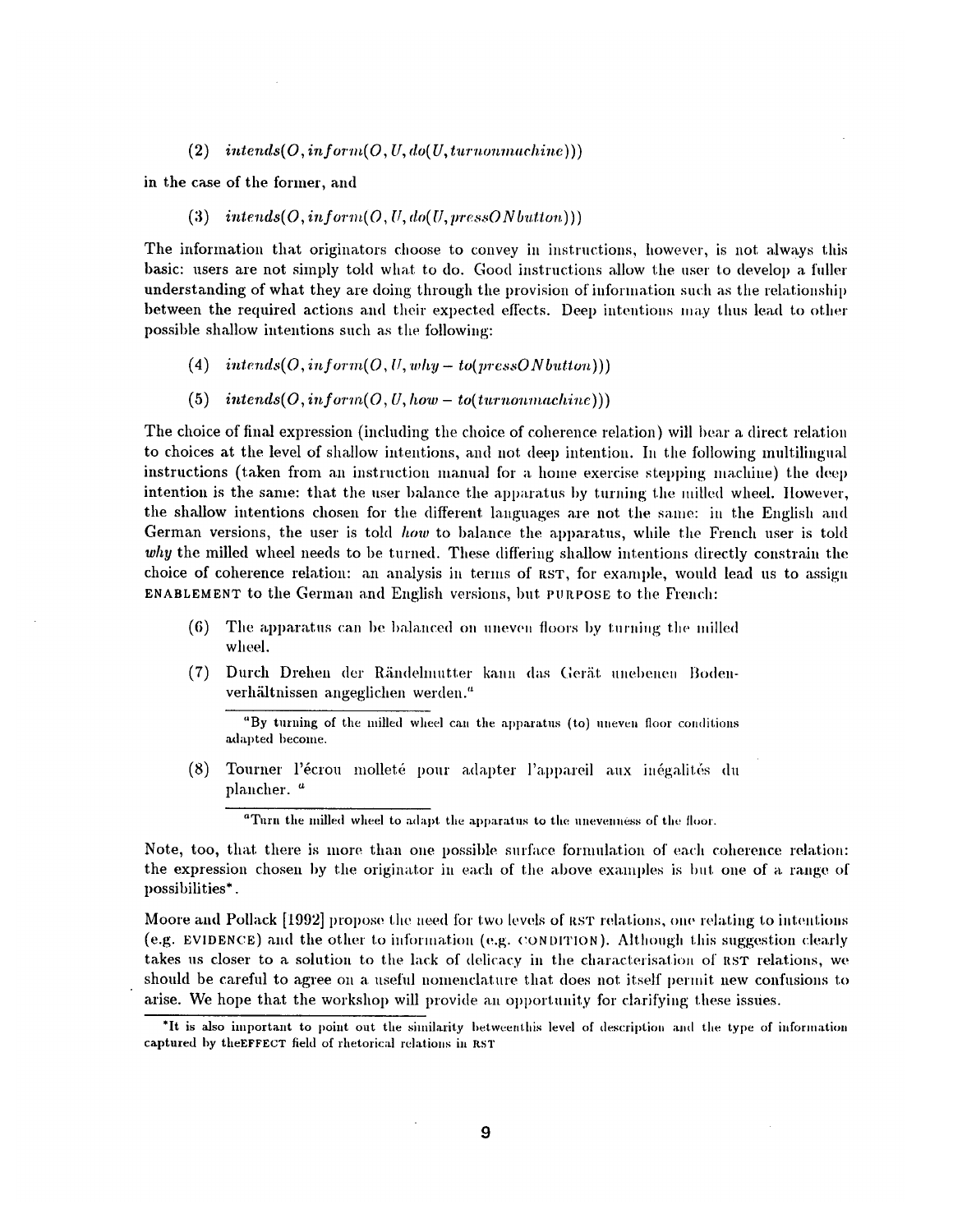(2) $intends(O, inform(O, U, do(U, turnonmachine)))$

in the case of the former, and

(3) $intends(O, inform(O, U, do(U, pressONbutton)))$

The information that originators choose to convey in instructions, however, is not always this basic: users are not simply told what to do. Good instructions allow the user to develop a fuller understanding of what they are doing through the provision of information such as the relationship between the required actions and their expected effects. Deep intentions may thus lead to other possible shallow intentions such as the following:

(4) $intends(O, inform(O, U, why-to(pressONbutton)))$

(5) $intends(O, inform(O, U, how-to(turnonmachine)))$

The choice of final expression (including the choice of coherence relation) will bear a direct relation to choices at the level of shallow intentions, and not deep intention. In the following multilingual instructions (taken from an instruction manual for a home exercise stepping machine) the deep intention is the same: that the user balance the apparatus by turning the milled wheel. However, the shallow intentions chosen for the different languages are not the same: in the English and German versions, the user is told *how* to balance the apparatus, while the French user is told *why* the milled wheel needs to be turned. These differing shallow intentions directly constrain the choice of coherence relation: an analysis in terms of RST, for example, would lead us to assign ENABLEMENT to the German and English versions, but PURPOSE to the French:

(6) The apparatus can be balanced on uneven floors by turning the milled wheel.

(7) Durch Drehen der Rändelmutter kann das Gerät unebenen Bodenverhältnissen angeglichen werden.[a]

[a] By turning of the milled wheel can the apparatus (to) uneven floor conditions adapted become.

(8) Tourner l'écrou molleté pour adapter l'appareil aux inégalités du plancher. [a]

[a] Turn the milled wheel to adapt the apparatus to the unevenness of the floor.

Note, too, that there is more than one possible surface formulation of each coherence relation: the expression chosen by the originator in each of the above examples is but one of a range of possibilities*.

Moore and Pollack [1992] propose the need for two levels of RST relations, one relating to intentions (e.g. EVIDENCE) and the other to information (e.g. CONDITION). Although this suggestion clearly takes us closer to a solution to the lack of delicacy in the characterisation of RST relations, we should be careful to agree on a useful nomenclature that does not itself permit new confusions to arise. We hope that the workshop will provide an opportunity for clarifying these issues.

*It is also important to point out the similarity betweenthis level of description and the type of information captured by theEFFECT field of rhetorical relations in RST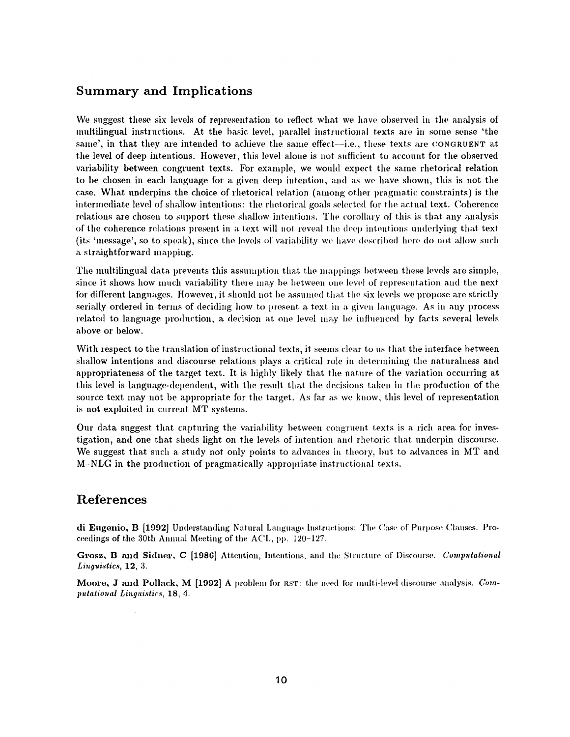## Summary and Implications

We suggest these six levels of representation to reflect what we have observed in the analysis of multilingual instructions. At the basic level, parallel instructional texts are in some sense 'the same', in that they are intended to achieve the same effect—i.e., these texts are CONGRUENT at the level of deep intentions. However, this level alone is not sufficient to account for the observed variability between congruent texts. For example, we would expect the same rhetorical relation to be chosen in each language for a given deep intention, and as we have shown, this is not the case. What underpins the choice of rhetorical relation (among other pragmatic constraints) is the intermediate level of shallow intentions: the rhetorical goals selected for the actual text. Coherence relations are chosen to support these shallow intentions. The corollary of this is that any analysis of the coherence relations present in a text will not reveal the deep intentions underlying that text (its 'message', so to speak), since the levels of variability we have described here do not allow such a straightforward mapping.

The multilingual data prevents this assumption that the mappings between these levels are simple, since it shows how much variability there may be between one level of representation and the next for different languages. However, it should not be assumed that the six levels we propose are strictly serially ordered in terms of deciding how to present a text in a given language. As in any process related to language production, a decision at one level may be influenced by facts several levels above or below.

With respect to the translation of instructional texts, it seems clear to us that the interface between shallow intentions and discourse relations plays a critical role in determining the naturalness and appropriateness of the target text. It is highly likely that the nature of the variation occurring at this level is language-dependent, with the result that the decisions taken in the production of the source text may not be appropriate for the target. As far as we know, this level of representation is not exploited in current MT systems.

Our data suggest that capturing the variability between congruent texts is a rich area for investigation, and one that sheds light on the levels of intention and rhetoric that underpin discourse. We suggest that such a study not only points to advances in theory, but to advances in MT and M–NLG in the production of pragmatically appropriate instructional texts.

## References

**di Eugenio, B [1992]** Understanding Natural Language Instructions: The Case of Purpose Clauses. Proceedings of the 30th Annual Meeting of the ACL, pp. 120–127.

**Grosz, B and Sidner, C [1986]** Attention, Intentions, and the Structure of Discourse. *Computational Linguistics*, **12**, 3.

**Moore, J and Pollack, M [1992]** A problem for RST: the need for multi-level discourse analysis. *Computational Linguistics*, **18**, 4.